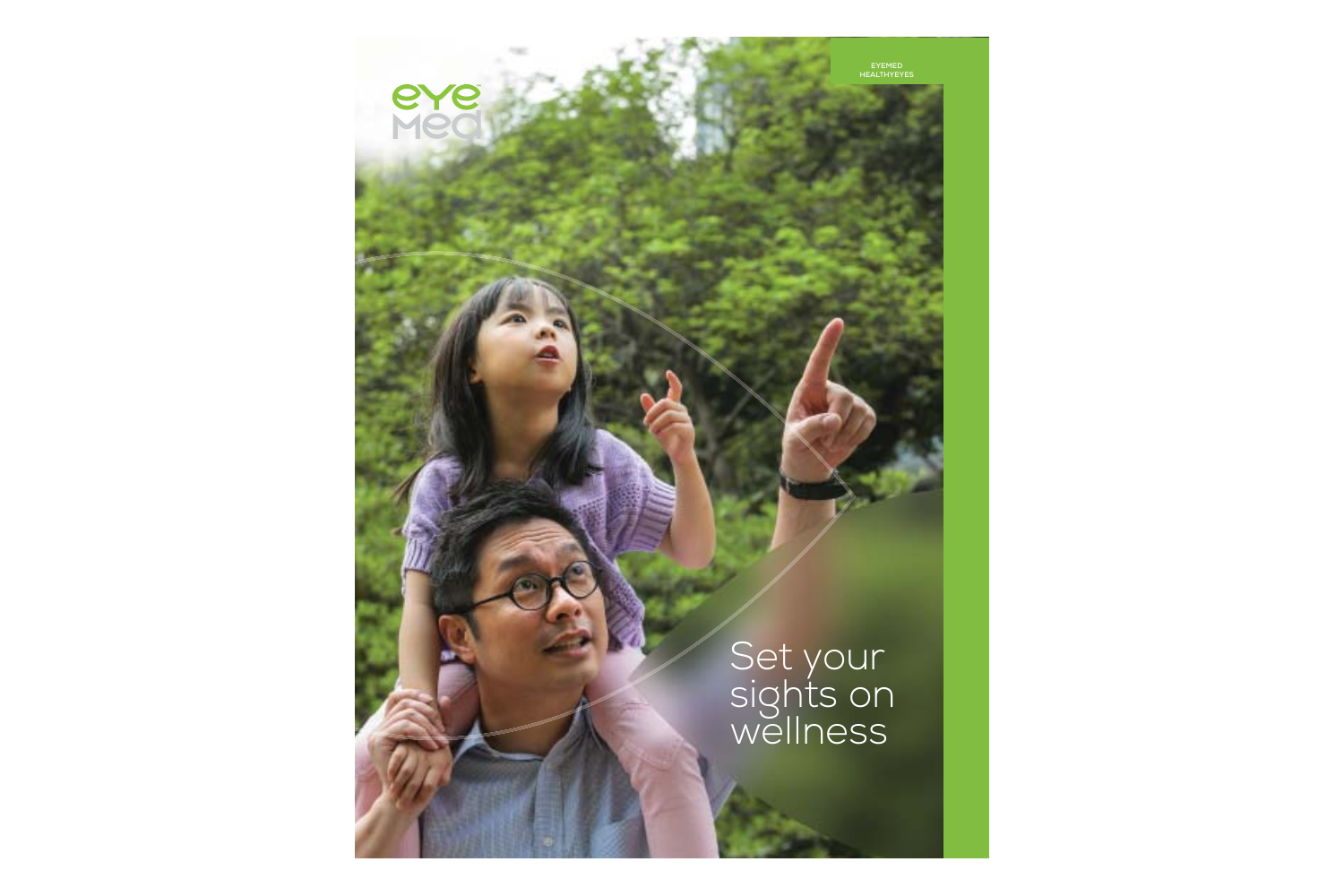EYEMED HEALTHYEYES

eye Med

# Set your sights on wellness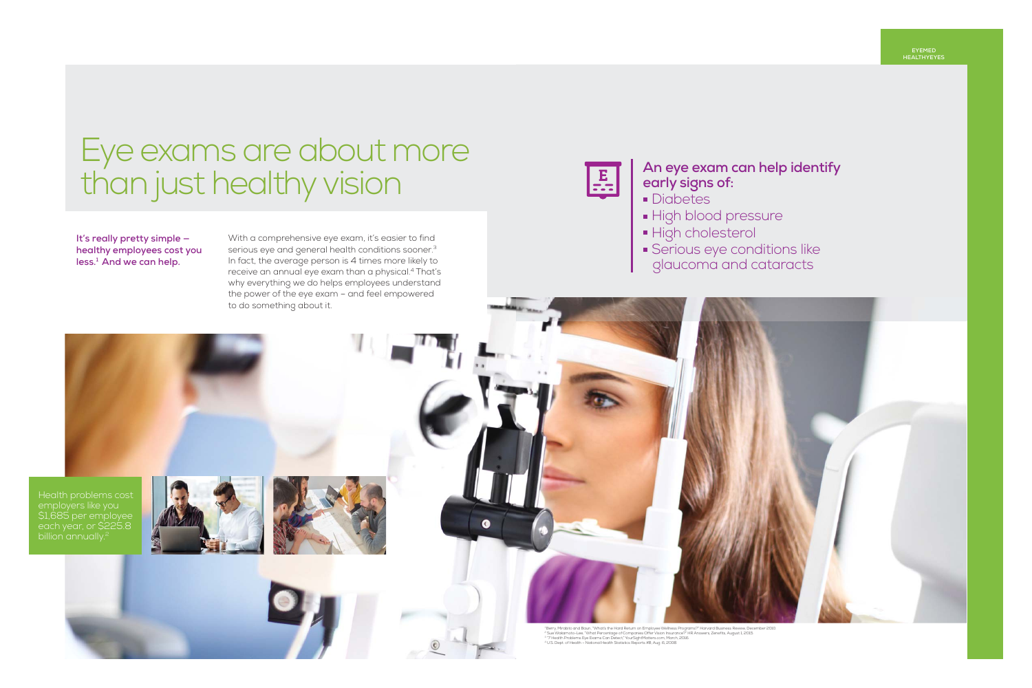# Eye exams are about more than just healthy vision

**It's really pretty simple – healthy employees cost you less.[1] And we can help.**

With a comprehensive eye exam, it's easier to find serious eye and general health conditions sooner.[3] In fact, the average person is 4 times more likely to receive an annual eye exam than a physical.[4] That's why everything we do helps employees understand the power of the eye exam – and feel empowered to do something about it.

**An eye exam can help identify early signs of:**

- Diabetes
- High blood pressure
- High cholesterol
- Serious eye conditions like glaucoma and cataracts

Health problems cost employers like you $1,685 per employee each year, or $225.8 billion annually.[2]

[1] Berry, Mirabito and Baun, "What's the Hard Return on Employee Wellness Programs?" Harvard Business Review, December 2010.
[2] Sue Wakamoto-Lee, "What Percentage of Companies Offer Vision Insurance?" HR Answers, Zenefits, August 1, 2015.
[3] "7 Health Problems Eye Exams Can Detect," YourSightMatters.com, March, 2016.
[4] U.S. Dept. of Health – National Health Statistics Reports #8, Aug. 6, 2008.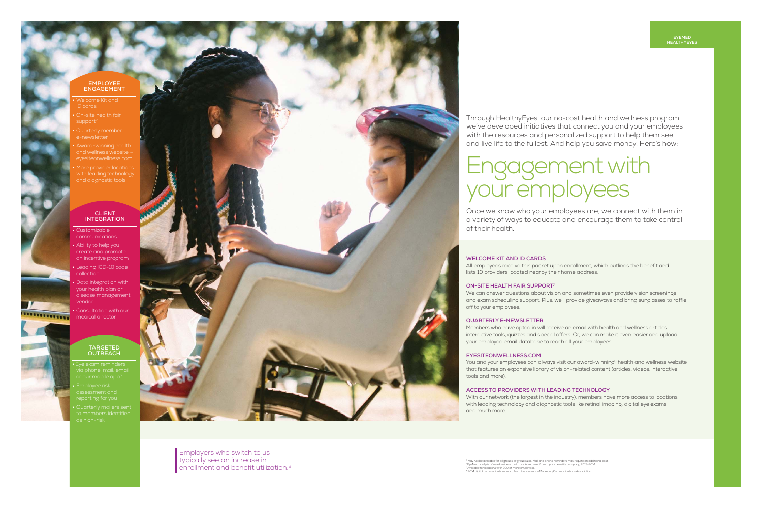Through HealthyEyes, our no-cost health and wellness program, we've developed initiatives that connect you and your employees with the resources and personalized support to help them see and live life to the fullest. And help you save money. Here's how:

# Engagement with your employees

Once we know who your employees are, we connect with them in a variety of ways to educate and encourage them to take control of their health.

### EMPLOYEE ENGAGEMENT

- Welcome Kit and ID cards
- On-site health fair support[7]
- Quarterly member e-newsletter
- Award-winning health and wellness website – eyesiteonwellness.com
- More provider locations with leading technology and diagnostic tools

### CLIENT INTEGRATION

- Customizable communications
- Ability to help you create and promote an incentive program
- Leading ICD-10 code collection
- Data integration with your health plan or disease management vendor
- Consultation with our medical director

### TARGETED OUTREACH

- Eye exam reminders via phone, mail, email or our mobile app[5]
- Employee risk assessment and reporting for you
- Quarterly mailers sent to members identified as high-risk

**WELCOME KIT AND ID CARDS**

All employees receive this packet upon enrollment, which outlines the benefit and lists 10 providers located nearby their home address.

**ON-SITE HEALTH FAIR SUPPORT[7]**

We can answer questions about vision and sometimes even provide vision screenings and exam scheduling support. Plus, we'll provide giveaways and bring sunglasses to raffle off to your employees.

**QUARTERLY E-NEWSLETTER**

Members who have opted in will receive an email with health and wellness articles, interactive tools, quizzes and special offers. Or, we can make it even easier and upload your employee email database to reach all your employees.

**EYESITEONWELLNESS.COM**

You and your employees can always visit our award-winning[8] health and wellness website that features an expansive library of vision-related content (articles, videos, interactive tools and more).

**ACCESS TO PROVIDERS WITH LEADING TECHNOLOGY**

With our network (the largest in the industry), members have more access to locations with leading technology and diagnostic tools like retinal imaging, digital eye exams and much more.

Employers who switch to us typically see an increase in enrollment and benefit utilization.[6]

[5] May not be available for all groups or group sizes. Mail and phone reminders may require an additional cost.
[6] EyeMed analysis of new business that transferred over from a prior benefits company, 2013-2014.
[7] Available for locations with 200 or more employees.
[8] 2014 digital communication award from the Insurance Marketing Communications Association.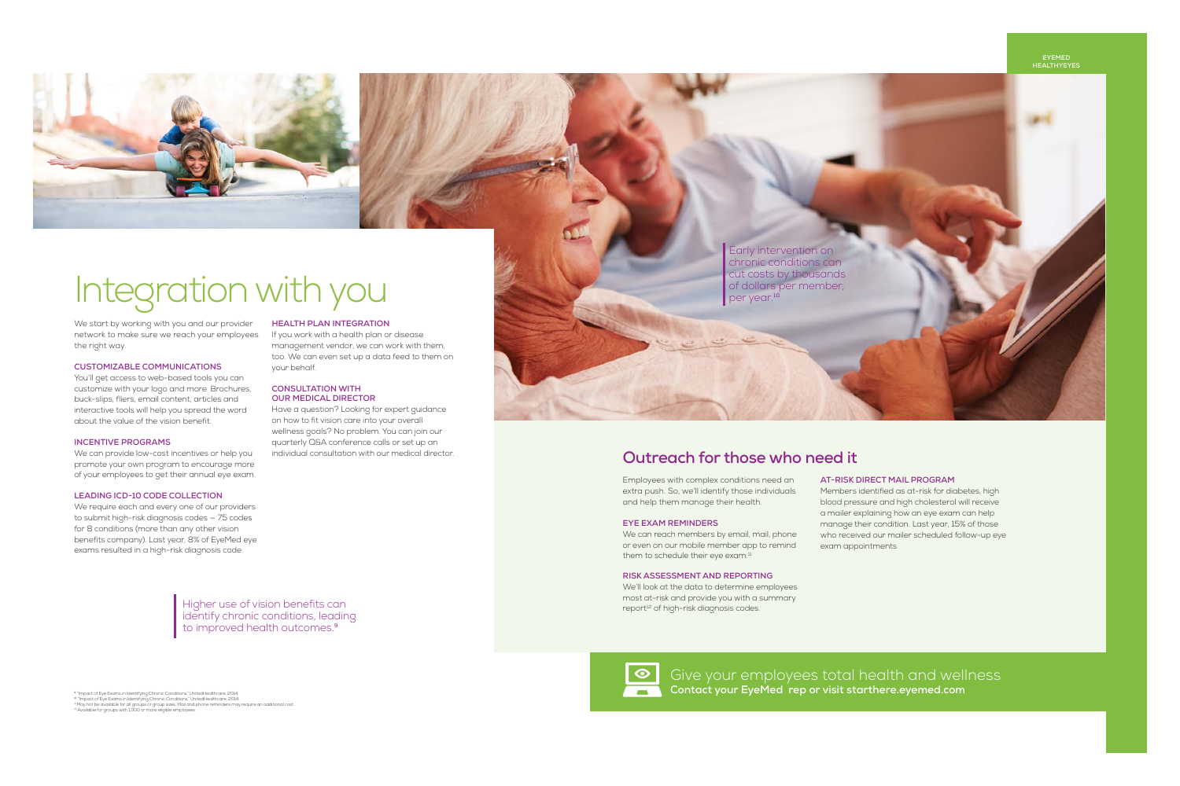# Integration with you

We start by working with you and our provider network to make sure we reach your employees the right way.

### CUSTOMIZABLE COMMUNICATIONS

You'll get access to web-based tools you can customize with your logo and more. Brochures, buck-slips, fliers, email content, articles and interactive tools will help you spread the word about the value of the vision benefit.

### INCENTIVE PROGRAMS

We can provide low-cost incentives or help you promote your own program to encourage more of your employees to get their annual eye exam.

### LEADING ICD-10 CODE COLLECTION

We require each and every one of our providers to submit high-risk diagnosis codes — 75 codes for 8 conditions (more than any other vision benefits company). Last year, 8% of EyeMed eye exams resulted in a high-risk diagnosis code.

### HEALTH PLAN INTEGRATION

If you work with a health plan or disease management vendor, we can work with them, too. We can even set up a data feed to them on your behalf.

### CONSULTATION WITH OUR MEDICAL DIRECTOR

Have a question? Looking for expert guidance on how to fit vision care into your overall wellness goals? No problem. You can join our quarterly Q&A conference calls or set up an individual consultation with our medical director.

Higher use of vision benefits can identify chronic conditions, leading to improved health outcomes.[9]

Early intervention on chronic conditions can cut costs by thousands of dollars per member, per year.[10]

## Outreach for those who need it

Employees with complex conditions need an extra push. So, we'll identify those individuals and help them manage their health.

### EYE EXAM REMINDERS

We can reach members by email, mail, phone or even on our mobile member app to remind them to schedule their eye exam.[11]

### RISK ASSESSMENT AND REPORTING

We'll look at the data to determine employees most at-risk and provide you with a summary report[12] of high-risk diagnosis codes.

### AT-RISK DIRECT MAIL PROGRAM

Members identified as at-risk for diabetes, high blood pressure and high cholesterol will receive a mailer explaining how an eye exam can help manage their condition. Last year, 15% of those who received our mailer scheduled follow-up eye exam appointments.

Give your employees total health and wellness
**Contact your EyeMed rep or visit starthere.eyemed.com**

[9] "Impact of Eye Exams in Identifying Chronic Conditions," UnitedHealthcare, 2014.
[10] "Impact of Eye Exams in Identifying Chronic Conditions," UnitedHealthcare, 2014.
[11] May not be available for all groups or group sizes. Mail and phone reminders may require an additional cost.
[12] Available for groups with 1,000 or more eligible employees.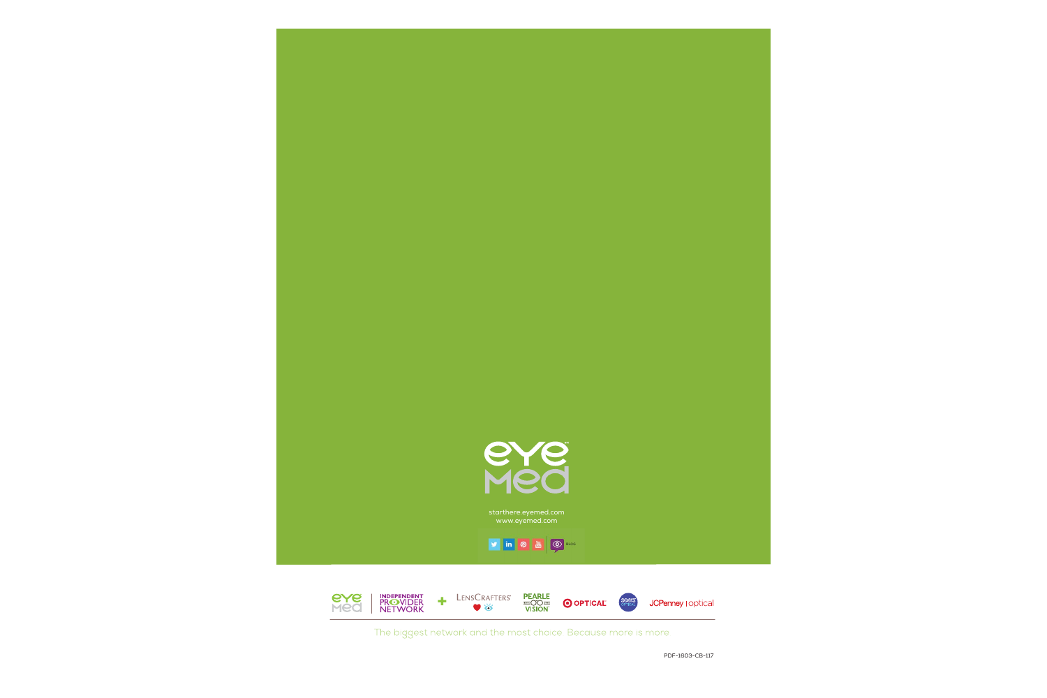starthere.eyemed.com
www.eyemed.com

BLOG

INDEPENDENT PROVIDER NETWORK + LENSCRAFTERS PEARLE VISION OPTICAL sears OPTICAL JCPenney | optical

The biggest network and the most choice. Because more is more.

PDF-1603-CB-117